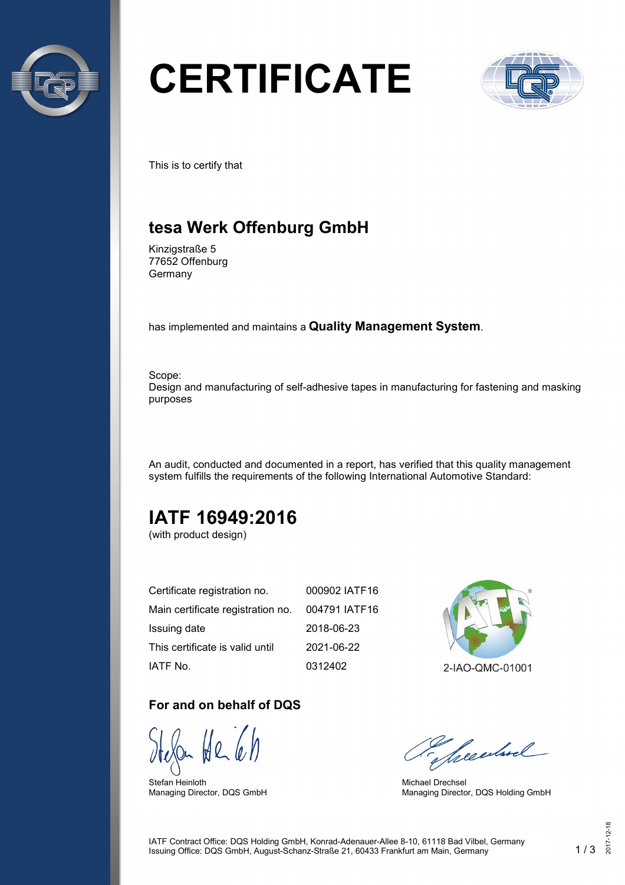# CERTIFICATE

This is to certify that

## tesa Werk Offenburg GmbH

Kinzigstraße 5
77652 Offenburg
Germany

has implemented and maintains a **Quality Management System**.

Scope:
Design and manufacturing of self-adhesive tapes in manufacturing for fastening and masking purposes

An audit, conducted and documented in a report, has verified that this quality management system fulfills the requirements of the following International Automotive Standard:

## IATF 16949:2016

(with product design)

| | |
|---|---|
| Certificate registration no. | 000902 IATF16 |
| Main certificate registration no. | 004791 IATF16 |
| Issuing date | 2018-06-23 |
| This certificate is valid until | 2021-06-22 |
| IATF No. | 0312402 |

2-IAO-QMC-01001

### For and on behalf of DQS

Stefan Heinloth
Managing Director, DQS GmbH

Michael Drechsel
Managing Director, DQS Holding GmbH

IATF Contract Office: DQS Holding GmbH, Konrad-Adenauer-Allee 8-10, 61118 Bad Vilbel, Germany
Issuing Office: DQS GmbH, August-Schanz-Straße 21, 60433 Frankfurt am Main, Germany

2017-12-18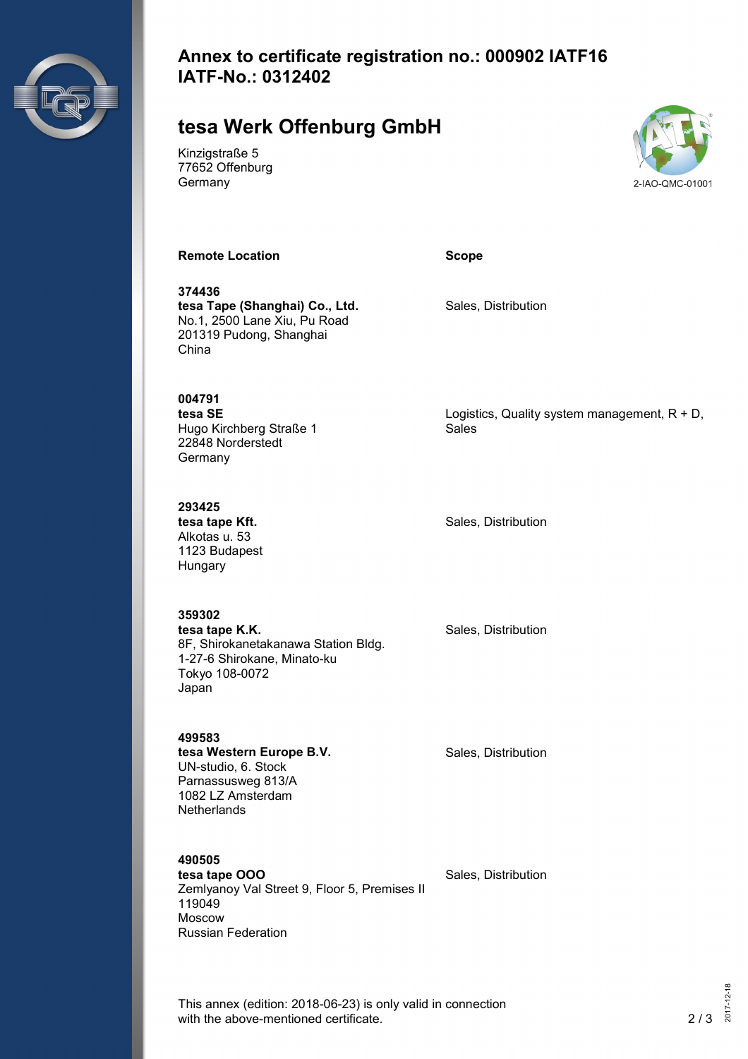# Annex to certificate registration no.: 000902 IATF16
# IATF-No.: 0312402

## tesa Werk Offenburg GmbH

Kinzigstraße 5
77652 Offenburg
Germany

2-IAO-QMC-01001

| Remote Location | Scope |
| --- | --- |
| **374436**<br>**tesa Tape (Shanghai) Co., Ltd.**<br>No.1, 2500 Lane Xiu, Pu Road<br>201319 Pudong, Shanghai<br>China | Sales, Distribution |
| **004791**<br>**tesa SE**<br>Hugo Kirchberg Straße 1<br>22848 Norderstedt<br>Germany | Logistics, Quality system management, R + D, Sales |
| **293425**<br>**tesa tape Kft.**<br>Alkotas u. 53<br>1123 Budapest<br>Hungary | Sales, Distribution |
| **359302**<br>**tesa tape K.K.**<br>8F, Shirokanetakanawa Station Bldg.<br>1-27-6 Shirokane, Minato-ku<br>Tokyo 108-0072<br>Japan | Sales, Distribution |
| **499583**<br>**tesa Western Europe B.V.**<br>UN-studio, 6. Stock<br>Parnassusweg 813/A<br>1082 LZ Amsterdam<br>Netherlands | Sales, Distribution |
| **490505**<br>**tesa tape OOO**<br>Zemlyanoy Val Street 9, Floor 5, Premises II<br>119049<br>Moscow<br>Russian Federation | Sales, Distribution |

This annex (edition: 2018-06-23) is only valid in connection with the above-mentioned certificate.

2017-12-18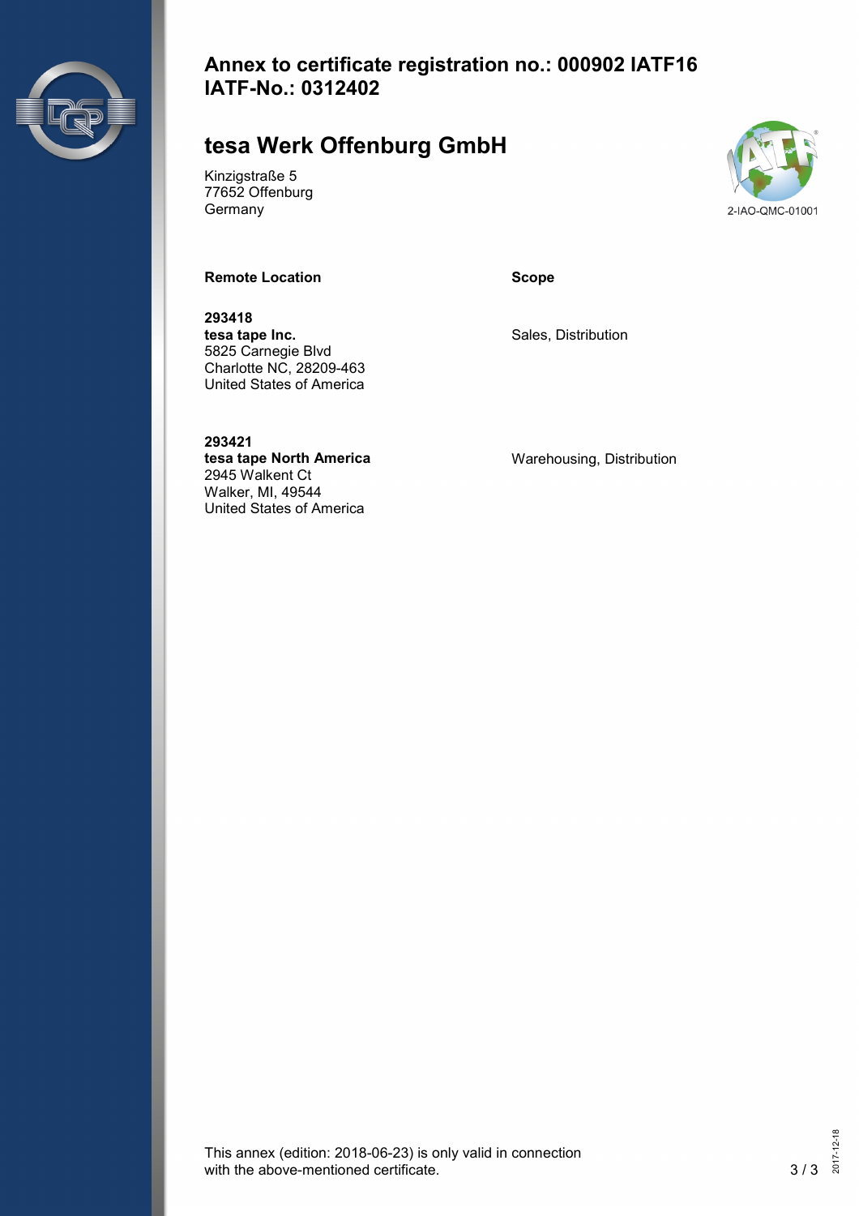# Annex to certificate registration no.: 000902 IATF16
# IATF-No.: 0312402

## tesa Werk Offenburg GmbH

Kinzigstraße 5
77652 Offenburg
Germany

2-IAO-QMC-01001

| Remote Location | Scope |
| --- | --- |
| **293418**<br>**tesa tape Inc.**<br>5825 Carnegie Blvd<br>Charlotte NC, 28209-463<br>United States of America | Sales, Distribution |
| **293421**<br>**tesa tape North America**<br>2945 Walkent Ct<br>Walker, MI, 49544<br>United States of America | Warehousing, Distribution |

This annex (edition: 2018-06-23) is only valid in connection with the above-mentioned certificate.

2017-12-18